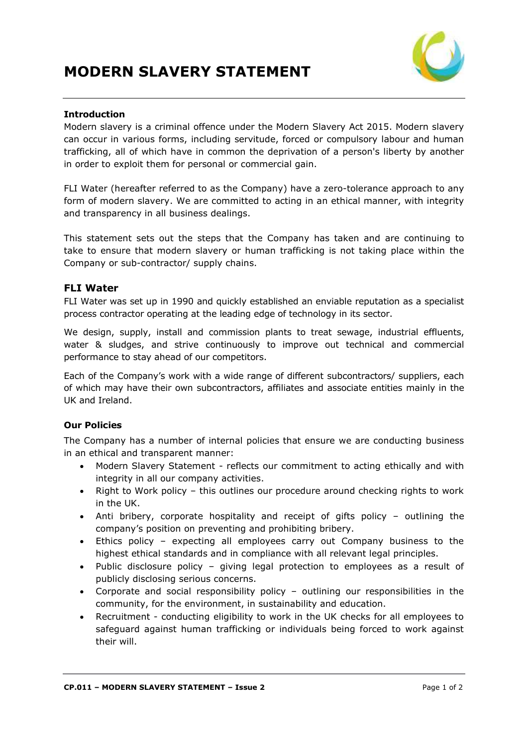# MODERN SLAVERY STATEMENT

### Introduction

Modern slavery is a criminal offence under the Modern Slavery Act 2015. Modern slavery can occur in various forms, including servitude, forced or compulsory labour and human trafficking, all of which have in common the deprivation of a person's liberty by another in order to exploit them for personal or commercial gain.

FLI Water (hereafter referred to as the Company) have a zero-tolerance approach to any form of modern slavery. We are committed to acting in an ethical manner, with integrity and transparency in all business dealings.

This statement sets out the steps that the Company has taken and are continuing to take to ensure that modern slavery or human trafficking is not taking place within the Company or sub-contractor/ supply chains.

## FLI Water

FLI Water was set up in 1990 and quickly established an enviable reputation as a specialist process contractor operating at the leading edge of technology in its sector.

We design, supply, install and commission plants to treat sewage, industrial effluents, water & sludges, and strive continuously to improve out technical and commercial performance to stay ahead of our competitors.

Each of the Company's work with a wide range of different subcontractors/ suppliers, each of which may have their own subcontractors, affiliates and associate entities mainly in the UK and Ireland.

### Our Policies

The Company has a number of internal policies that ensure we are conducting business in an ethical and transparent manner:

- Modern Slavery Statement - reflects our commitment to acting ethically and with integrity in all our company activities.
- Right to Work policy – this outlines our procedure around checking rights to work in the UK.
- Anti bribery, corporate hospitality and receipt of gifts policy – outlining the company's position on preventing and prohibiting bribery.
- Ethics policy – expecting all employees carry out Company business to the highest ethical standards and in compliance with all relevant legal principles.
- Public disclosure policy – giving legal protection to employees as a result of publicly disclosing serious concerns.
- Corporate and social responsibility policy – outlining our responsibilities in the community, for the environment, in sustainability and education.
- Recruitment - conducting eligibility to work in the UK checks for all employees to safeguard against human trafficking or individuals being forced to work against their will.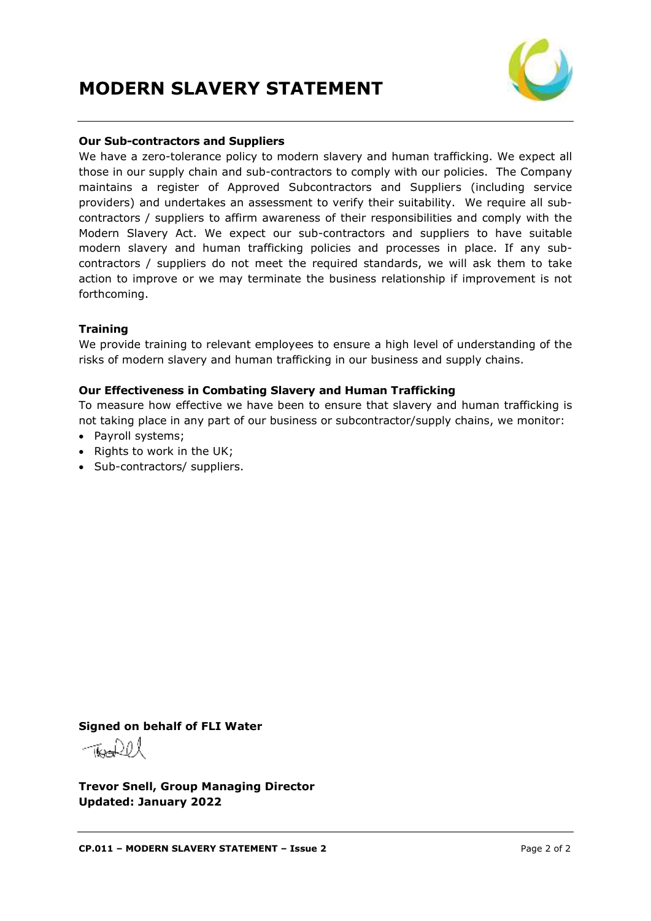**Our Sub-contractors and Suppliers**

We have a zero-tolerance policy to modern slavery and human trafficking. We expect all those in our supply chain and sub-contractors to comply with our policies. The Company maintains a register of Approved Subcontractors and Suppliers (including service providers) and undertakes an assessment to verify their suitability. We require all sub-contractors / suppliers to affirm awareness of their responsibilities and comply with the Modern Slavery Act. We expect our sub-contractors and suppliers to have suitable modern slavery and human trafficking policies and processes in place. If any sub-contractors / suppliers do not meet the required standards, we will ask them to take action to improve or we may terminate the business relationship if improvement is not forthcoming.

**Training**

We provide training to relevant employees to ensure a high level of understanding of the risks of modern slavery and human trafficking in our business and supply chains.

**Our Effectiveness in Combating Slavery and Human Trafficking**

To measure how effective we have been to ensure that slavery and human trafficking is not taking place in any part of our business or subcontractor/supply chains, we monitor:

- Payroll systems;
- Rights to work in the UK;
- Sub-contractors/ suppliers.

**Signed on behalf of FLI Water**

**Trevor Snell, Group Managing Director**
**Updated: January 2022**

**CP.011 – MODERN SLAVERY STATEMENT – Issue 2**